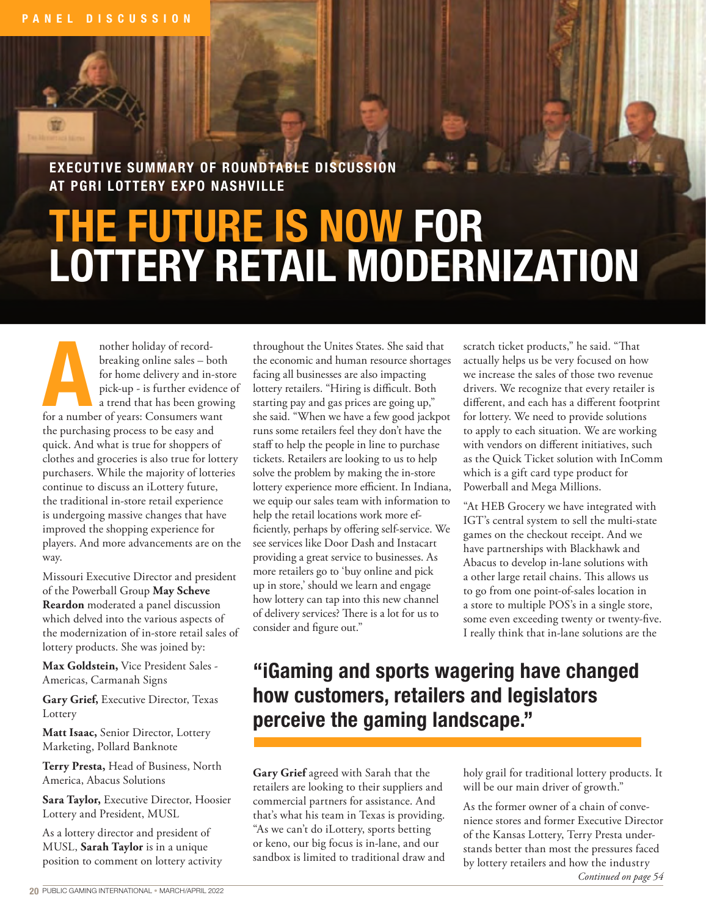PANEL DISCUSSION

**EXECUTIVE SUMMARY OF ROUNDTABLE DISCUSSION AT PGRI LOTTERY EXPO NASHVILLE**

# THE FUTURE IS NOW FOR LOTTERY RETAIL MODERNIZATION

Another holiday of record-breaking online sales – both for home delivery and in-store pick-up - is further evidence of a trend that has been growing for a number of years: Consumers want the purchasing process to be easy and quick. And what is true for shoppers of clothes and groceries is also true for lottery purchasers. While the majority of lotteries continue to discuss an iLottery future, the traditional in-store retail experience is undergoing massive changes that have improved the shopping experience for players. And more advancements are on the way.

Missouri Executive Director and president of the Powerball Group **May Scheve Reardon** moderated a panel discussion which delved into the various aspects of the modernization of in-store retail sales of lottery products. She was joined by:

**Max Goldstein,** Vice President Sales - Americas, Carmanah Signs

**Gary Grief,** Executive Director, Texas Lottery

**Matt Isaac,** Senior Director, Lottery Marketing, Pollard Banknote

**Terry Presta,** Head of Business, North America, Abacus Solutions

**Sara Taylor,** Executive Director, Hoosier Lottery and President, MUSL

As a lottery director and president of MUSL, **Sarah Taylor** is in a unique position to comment on lottery activity throughout the Unites States. She said that the economic and human resource shortages facing all businesses are also impacting lottery retailers. "Hiring is difficult. Both starting pay and gas prices are going up," she said. "When we have a few good jackpot runs some retailers feel they don't have the staff to help the people in line to purchase tickets. Retailers are looking to us to help solve the problem by making the in-store lottery experience more efficient. In Indiana, we equip our sales team with information to help the retail locations work more efficiently, perhaps by offering self-service. We see services like Door Dash and Instacart providing a great service to businesses. As more retailers go to 'buy online and pick up in store,' should we learn and engage how lottery can tap into this new channel of delivery services? There is a lot for us to consider and figure out."

## "iGaming and sports wagering have changed how customers, retailers and legislators perceive the gaming landscape."

**Gary Grief** agreed with Sarah that the retailers are looking to their suppliers and commercial partners for assistance. And that's what his team in Texas is providing. "As we can't do iLottery, sports betting or keno, our big focus is in-lane, and our sandbox is limited to traditional draw and scratch ticket products," he said. "That actually helps us be very focused on how we increase the sales of those two revenue drivers. We recognize that every retailer is different, and each has a different footprint for lottery. We need to provide solutions to apply to each situation. We are working with vendors on different initiatives, such as the Quick Ticket solution with InComm which is a gift card type product for Powerball and Mega Millions.

"At HEB Grocery we have integrated with IGT's central system to sell the multi-state games on the checkout receipt. And we have partnerships with Blackhawk and Abacus to develop in-lane solutions with a other large retail chains. This allows us to go from one point-of-sales location in a store to multiple POS's in a single store, some even exceeding twenty or twenty-five. I really think that in-lane solutions are the holy grail for traditional lottery products. It will be our main driver of growth."

As the former owner of a chain of convenience stores and former Executive Director of the Kansas Lottery, Terry Presta understands better than most the pressures faced by lottery retailers and how the industry

*Continued on page 54*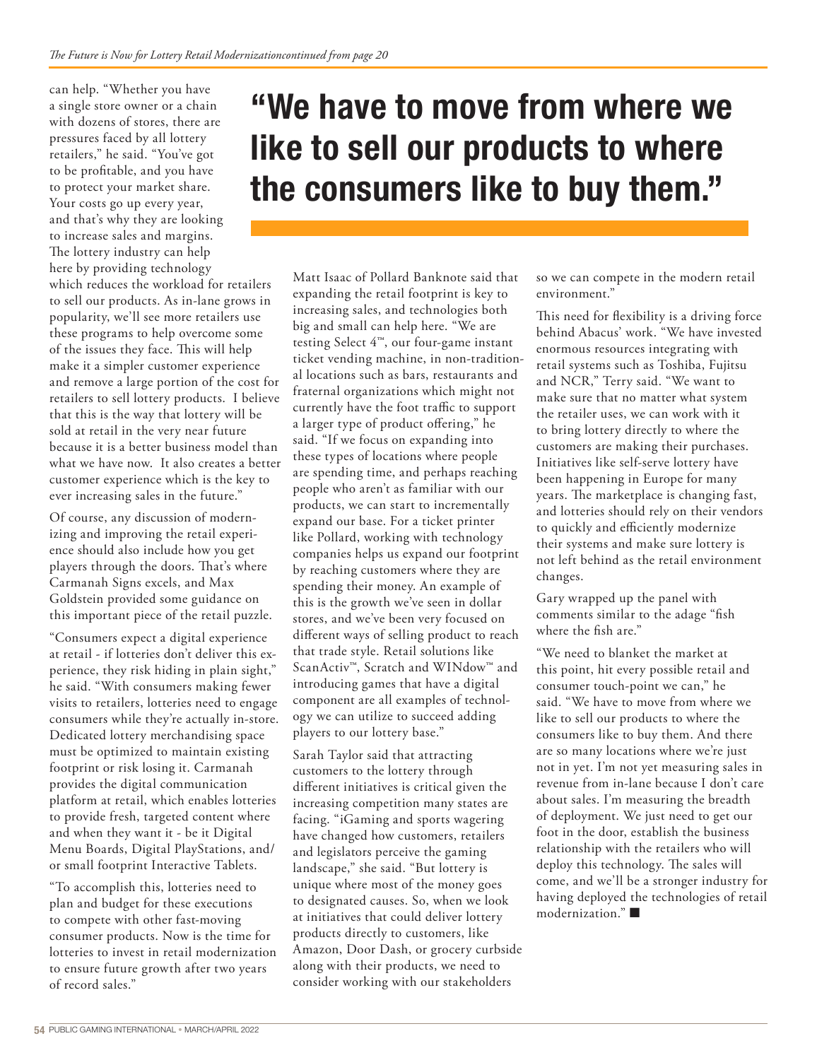can help. "Whether you have a single store owner or a chain with dozens of stores, there are pressures faced by all lottery retailers," he said. "You've got to be profitable, and you have to protect your market share. Your costs go up every year, and that's why they are looking to increase sales and margins. The lottery industry can help here by providing technology which reduces the workload for retailers to sell our products. As in-lane grows in popularity, we'll see more retailers use these programs to help overcome some of the issues they face. This will help make it a simpler customer experience and remove a large portion of the cost for retailers to sell lottery products. I believe that this is the way that lottery will be sold at retail in the very near future because it is a better business model than what we have now. It also creates a better customer experience which is the key to ever increasing sales in the future."

Of course, any discussion of modernizing and improving the retail experience should also include how you get players through the doors. That's where Carmanah Signs excels, and Max Goldstein provided some guidance on this important piece of the retail puzzle.

"Consumers expect a digital experience at retail - if lotteries don't deliver this experience, they risk hiding in plain sight," he said. "With consumers making fewer visits to retailers, lotteries need to engage consumers while they're actually in-store. Dedicated lottery merchandising space must be optimized to maintain existing footprint or risk losing it. Carmanah provides the digital communication platform at retail, which enables lotteries to provide fresh, targeted content where and when they want it - be it Digital Menu Boards, Digital PlayStations, and/or small footprint Interactive Tablets.

"To accomplish this, lotteries need to plan and budget for these executions to compete with other fast-moving consumer products. Now is the time for lotteries to invest in retail modernization to ensure future growth after two years of record sales."

## "We have to move from where we like to sell our products to where the consumers like to buy them."

Matt Isaac of Pollard Banknote said that expanding the retail footprint is key to increasing sales, and technologies both big and small can help here. "We are testing Select 4™, our four-game instant ticket vending machine, in non-traditional locations such as bars, restaurants and fraternal organizations which might not currently have the foot traffic to support a larger type of product offering," he said. "If we focus on expanding into these types of locations where people are spending time, and perhaps reaching people who aren't as familiar with our products, we can start to incrementally expand our base. For a ticket printer like Pollard, working with technology companies helps us expand our footprint by reaching customers where they are spending their money. An example of this is the growth we've seen in dollar stores, and we've been very focused on different ways of selling product to reach that trade style. Retail solutions like ScanActiv™, Scratch and WINdow™ and introducing games that have a digital component are all examples of technology we can utilize to succeed adding players to our lottery base."

Sarah Taylor said that attracting customers to the lottery through different initiatives is critical given the increasing competition many states are facing. "iGaming and sports wagering have changed how customers, retailers and legislators perceive the gaming landscape," she said. "But lottery is unique where most of the money goes to designated causes. So, when we look at initiatives that could deliver lottery products directly to customers, like Amazon, Door Dash, or grocery curbside along with their products, we need to consider working with our stakeholders so we can compete in the modern retail environment."

This need for flexibility is a driving force behind Abacus' work. "We have invested enormous resources integrating with retail systems such as Toshiba, Fujitsu and NCR," Terry said. "We want to make sure that no matter what system the retailer uses, we can work with it to bring lottery directly to where the customers are making their purchases. Initiatives like self-serve lottery have been happening in Europe for many years. The marketplace is changing fast, and lotteries should rely on their vendors to quickly and efficiently modernize their systems and make sure lottery is not left behind as the retail environment changes.

Gary wrapped up the panel with comments similar to the adage "fish where the fish are."

"We need to blanket the market at this point, hit every possible retail and consumer touch-point we can," he said. "We have to move from where we like to sell our products to where the consumers like to buy them. And there are so many locations where we're just not in yet. I'm not yet measuring sales in revenue from in-lane because I don't care about sales. I'm measuring the breadth of deployment. We just need to get our foot in the door, establish the business relationship with the retailers who will deploy this technology. The sales will come, and we'll be a stronger industry for having deployed the technologies of retail modernization." ■